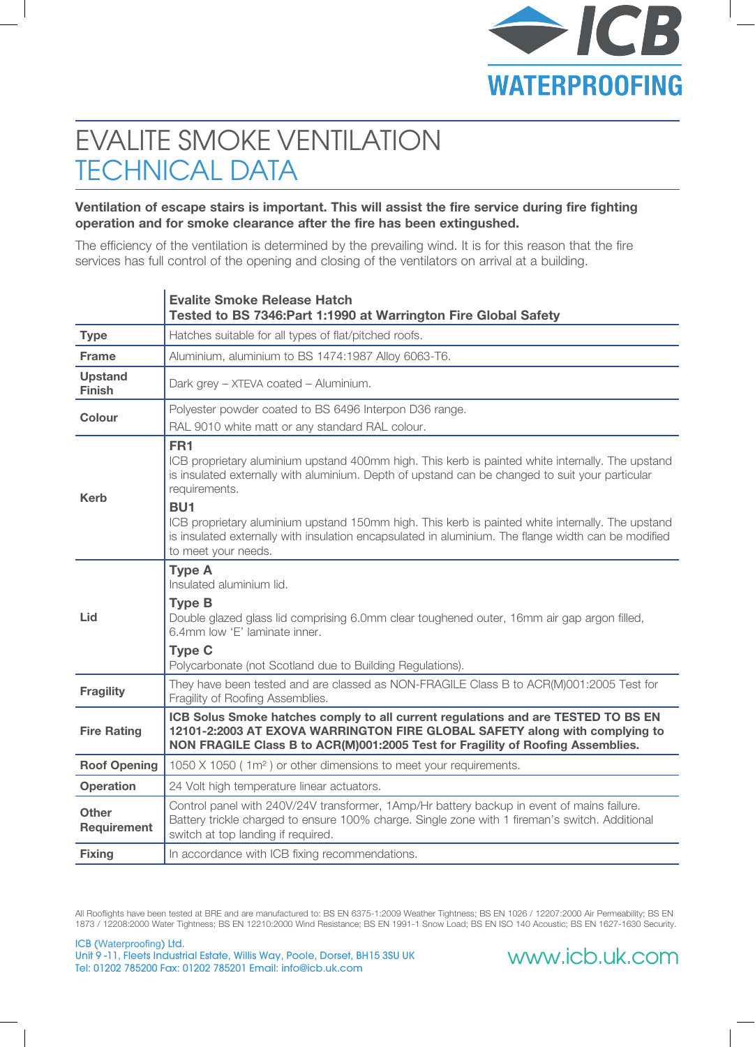# EVALITE SMOKE VENTILATION
## TECHNICAL DATA

**Ventilation of escape stairs is important. This will assist the fire service during fire fighting operation and for smoke clearance after the fire has been extingushed.**

The efficiency of the ventilation is determined by the prevailing wind. It is for this reason that the fire services has full control of the opening and closing of the ventilators on arrival at a building.

| | **Evalite Smoke Release Hatch**<br>**Tested to BS 7346:Part 1:1990 at Warrington Fire Global Safety** |
|---|---|
| **Type** | Hatches suitable for all types of flat/pitched roofs. |
| **Frame** | Aluminium, aluminium to BS 1474:1987 Alloy 6063-T6. |
| **Upstand Finish** | Dark grey – XTEVA coated – Aluminium. |
| **Colour** | Polyester powder coated to BS 6496 Interpon D36 range.<br>RAL 9010 white matt or any standard RAL colour. |
| **Kerb** | **FR1**<br>ICB proprietary aluminium upstand 400mm high. This kerb is painted white internally. The upstand is insulated externally with aluminium. Depth of upstand can be changed to suit your particular requirements.<br>**BU1**<br>ICB proprietary aluminium upstand 150mm high. This kerb is painted white internally. The upstand is insulated externally with insulation encapsulated in aluminium. The flange width can be modified to meet your needs. |
| **Lid** | **Type A**<br>Insulated aluminium lid.<br>**Type B**<br>Double glazed glass lid comprising 6.0mm clear toughened outer, 16mm air gap argon filled, 6.4mm low 'E' laminate inner.<br>**Type C**<br>Polycarbonate (not Scotland due to Building Regulations). |
| **Fragility** | They have been tested and are classed as NON-FRAGILE Class B to ACR(M)001:2005 Test for Fragility of Roofing Assemblies. |
| **Fire Rating** | **ICB Solus Smoke hatches comply to all current regulations and are TESTED TO BS EN 12101-2:2003 AT EXOVA WARRINGTON FIRE GLOBAL SAFETY along with complying to NON FRAGILE Class B to ACR(M)001:2005 Test for Fragility of Roofing Assemblies.** |
| **Roof Opening** | 1050 X 1050 ( $1m^2$ ) or other dimensions to meet your requirements. |
| **Operation** | 24 Volt high temperature linear actuators. |
| **Other Requirement** | Control panel with 240V/24V transformer, 1Amp/Hr battery backup in event of mains failure. Battery trickle charged to ensure 100% charge. Single zone with 1 fireman's switch. Additional switch at top landing if required. |
| **Fixing** | In accordance with ICB fixing recommendations. |

All Rooflights have been tested at BRE and are manufactured to: BS EN 6375-1:2009 Weather Tightness; BS EN 1026 / 12207:2000 Air Permeability; BS EN 1873 / 12208:2000 Water Tightness; BS EN 12210:2000 Wind Resistance; BS EN 1991-1 Snow Load; BS EN ISO 140 Acoustic; BS EN 1627-1630 Security.

ICB (Waterproofing) Ltd.
Unit 9 -11, Fleets Industrial Estate, Willis Way, Poole, Dorset, BH15 3SU UK
Tel: 01202 785200 Fax: 01202 785201 Email: info@icb.uk.com

www.icb.uk.com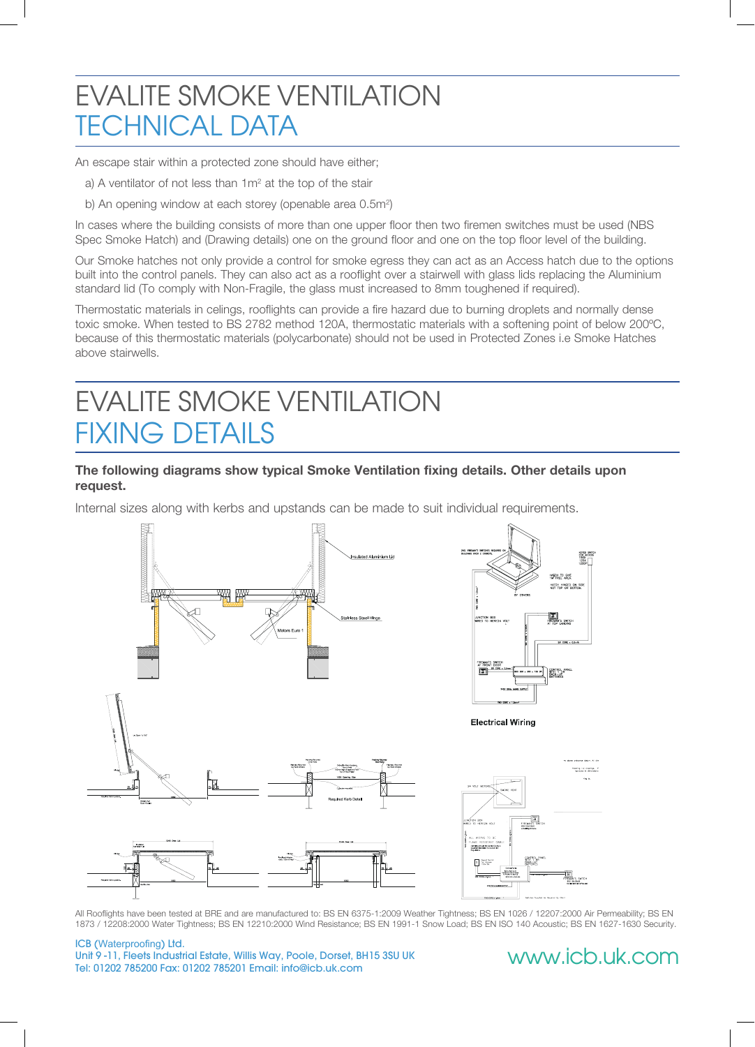# EVALITE SMOKE VENTILATION
## TECHNICAL DATA

An escape stair within a protected zone should have either;

a) A ventilator of not less than 1m$^2$ at the top of the stair

b) An opening window at each storey (openable area 0.5m$^2$)

In cases where the building consists of more than one upper floor then two firemen switches must be used (NBS Spec Smoke Hatch) and (Drawing details) one on the ground floor and one on the top floor level of the building.

Our Smoke hatches not only provide a control for smoke egress they can act as an Access hatch due to the options built into the control panels. They can also act as a rooflight over a stairwell with glass lids replacing the Aluminium standard lid (To comply with Non-Fragile, the glass must increased to 8mm toughened if required).

Thermostatic materials in celings, rooflights can provide a fire hazard due to burning droplets and normally dense toxic smoke. When tested to BS 2782 method 120A, thermostatic materials with a softening point of below 200ºC, because of this thermostatic materials (polycarbonate) should not be used in Protected Zones i.e Smoke Hatches above stairwells.

# EVALITE SMOKE VENTILATION
## FIXING DETAILS

**The following diagrams show typical Smoke Ventilation fixing details. Other details upon request.**

Internal sizes along with kerbs and upstands can be made to suit individual requirements.

Insulated Aluminium Lid

Stainless Steel Hinge

Motors Euro 1

Required Kerb Detail

Electrical Wiring

All Rooflights have been tested at BRE and are manufactured to: BS EN 6375-1:2009 Weather Tightness; BS EN 1026 / 12207:2000 Air Permeability; BS EN 1873 / 12208:2000 Water Tightness; BS EN 12210:2000 Wind Resistance; BS EN 1991-1 Snow Load; BS EN ISO 140 Acoustic; BS EN 1627-1630 Security.

ICB (Waterproofing) Ltd.
Unit 9 -11, Fleets Industrial Estate, Willis Way, Poole, Dorset, BH15 3SU UK
Tel: 01202 785200 Fax: 01202 785201 Email: info@icb.uk.com

www.icb.uk.com